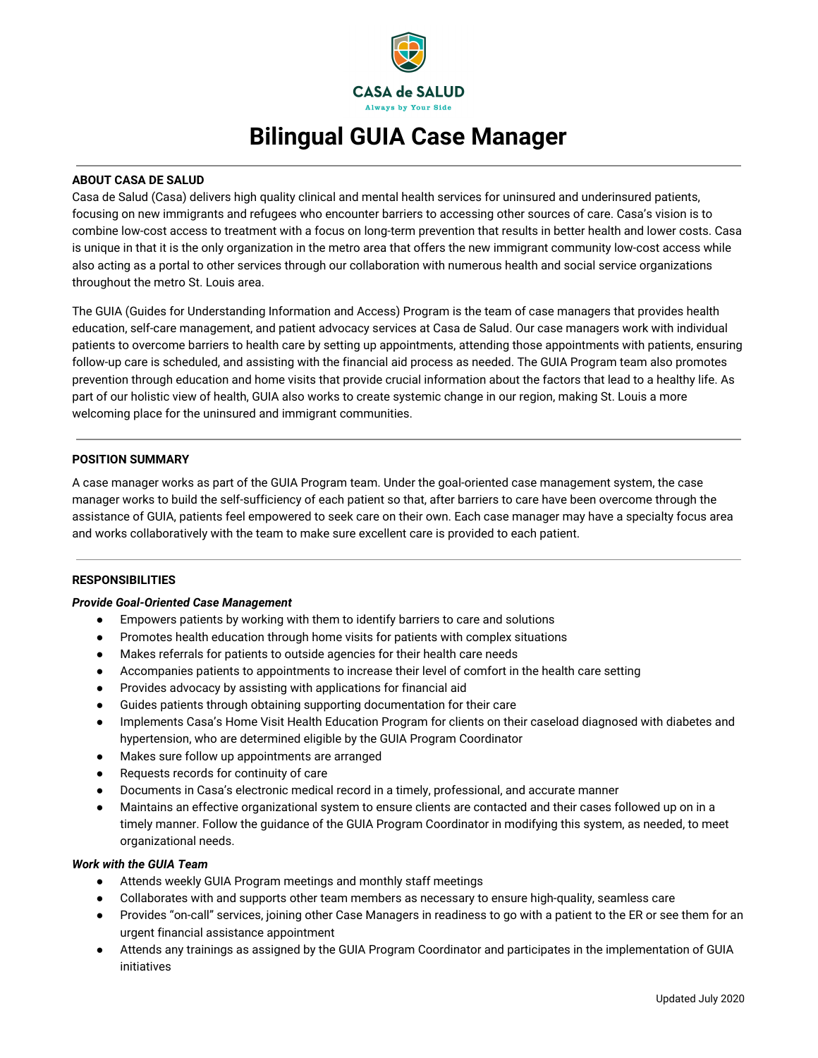CASA de SALUD

Always by Your Side

# Bilingual GUIA Case Manager

## ABOUT CASA DE SALUD

Casa de Salud (Casa) delivers high quality clinical and mental health services for uninsured and underinsured patients, focusing on new immigrants and refugees who encounter barriers to accessing other sources of care. Casa's vision is to combine low-cost access to treatment with a focus on long-term prevention that results in better health and lower costs. Casa is unique in that it is the only organization in the metro area that offers the new immigrant community low-cost access while also acting as a portal to other services through our collaboration with numerous health and social service organizations throughout the metro St. Louis area.

The GUIA (Guides for Understanding Information and Access) Program is the team of case managers that provides health education, self-care management, and patient advocacy services at Casa de Salud. Our case managers work with individual patients to overcome barriers to health care by setting up appointments, attending those appointments with patients, ensuring follow-up care is scheduled, and assisting with the financial aid process as needed. The GUIA Program team also promotes prevention through education and home visits that provide crucial information about the factors that lead to a healthy life. As part of our holistic view of health, GUIA also works to create systemic change in our region, making St. Louis a more welcoming place for the uninsured and immigrant communities.

## POSITION SUMMARY

A case manager works as part of the GUIA Program team. Under the goal-oriented case management system, the case manager works to build the self-sufficiency of each patient so that, after barriers to care have been overcome through the assistance of GUIA, patients feel empowered to seek care on their own. Each case manager may have a specialty focus area and works collaboratively with the team to make sure excellent care is provided to each patient.

## RESPONSIBILITIES

***Provide Goal-Oriented Case Management***

- Empowers patients by working with them to identify barriers to care and solutions
- Promotes health education through home visits for patients with complex situations
- Makes referrals for patients to outside agencies for their health care needs
- Accompanies patients to appointments to increase their level of comfort in the health care setting
- Provides advocacy by assisting with applications for financial aid
- Guides patients through obtaining supporting documentation for their care
- Implements Casa's Home Visit Health Education Program for clients on their caseload diagnosed with diabetes and hypertension, who are determined eligible by the GUIA Program Coordinator
- Makes sure follow up appointments are arranged
- Requests records for continuity of care
- Documents in Casa's electronic medical record in a timely, professional, and accurate manner
- Maintains an effective organizational system to ensure clients are contacted and their cases followed up on in a timely manner. Follow the guidance of the GUIA Program Coordinator in modifying this system, as needed, to meet organizational needs.

***Work with the GUIA Team***

- Attends weekly GUIA Program meetings and monthly staff meetings
- Collaborates with and supports other team members as necessary to ensure high-quality, seamless care
- Provides "on-call" services, joining other Case Managers in readiness to go with a patient to the ER or see them for an urgent financial assistance appointment
- Attends any trainings as assigned by the GUIA Program Coordinator and participates in the implementation of GUIA initiatives

Updated July 2020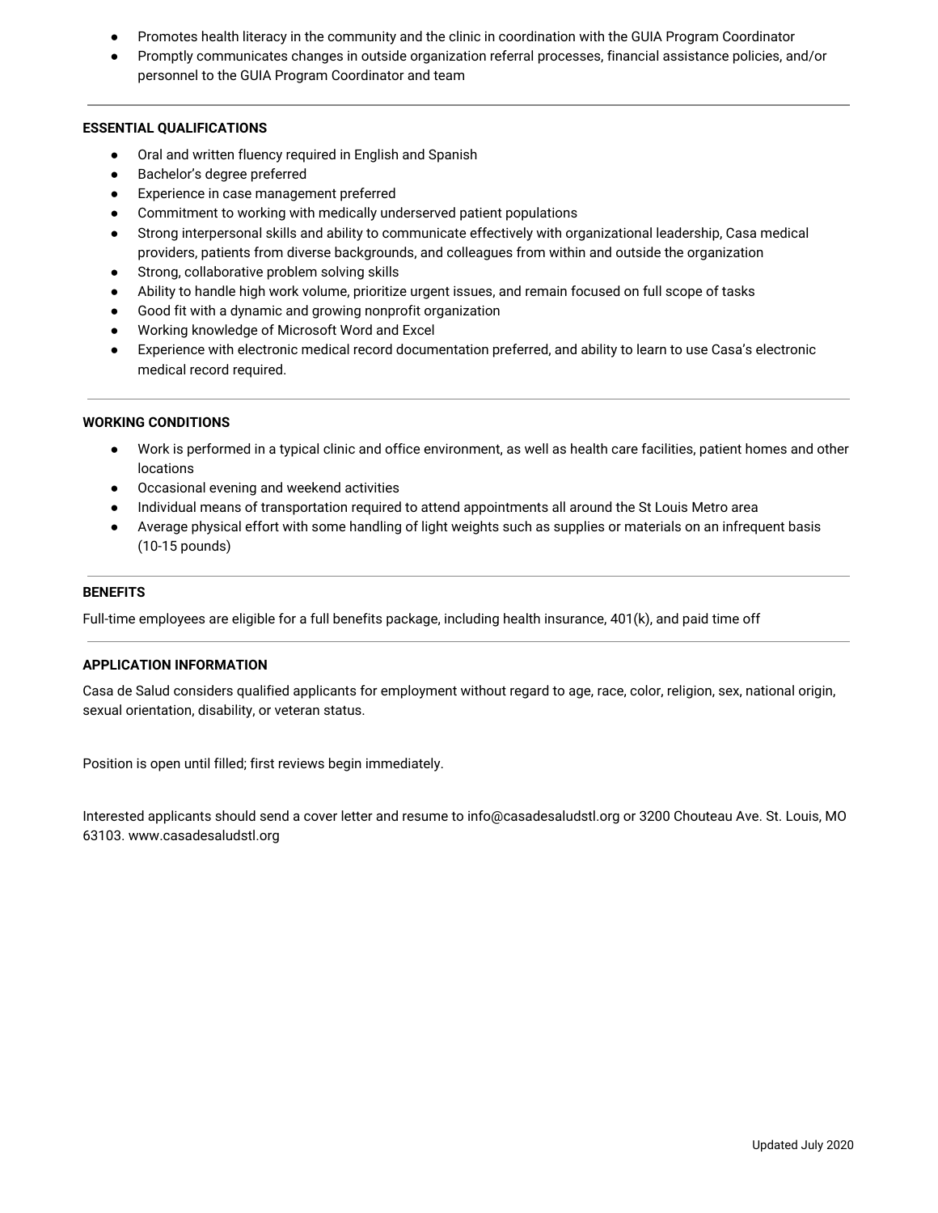- Promotes health literacy in the community and the clinic in coordination with the GUIA Program Coordinator
- Promptly communicates changes in outside organization referral processes, financial assistance policies, and/or personnel to the GUIA Program Coordinator and team

---

**ESSENTIAL QUALIFICATIONS**

- Oral and written fluency required in English and Spanish
- Bachelor's degree preferred
- Experience in case management preferred
- Commitment to working with medically underserved patient populations
- Strong interpersonal skills and ability to communicate effectively with organizational leadership, Casa medical providers, patients from diverse backgrounds, and colleagues from within and outside the organization
- Strong, collaborative problem solving skills
- Ability to handle high work volume, prioritize urgent issues, and remain focused on full scope of tasks
- Good fit with a dynamic and growing nonprofit organization
- Working knowledge of Microsoft Word and Excel
- Experience with electronic medical record documentation preferred, and ability to learn to use Casa's electronic medical record required.

---

**WORKING CONDITIONS**

- Work is performed in a typical clinic and office environment, as well as health care facilities, patient homes and other locations
- Occasional evening and weekend activities
- Individual means of transportation required to attend appointments all around the St Louis Metro area
- Average physical effort with some handling of light weights such as supplies or materials on an infrequent basis (10-15 pounds)

---

**BENEFITS**

Full-time employees are eligible for a full benefits package, including health insurance, 401(k), and paid time off

---

**APPLICATION INFORMATION**

Casa de Salud considers qualified applicants for employment without regard to age, race, color, religion, sex, national origin, sexual orientation, disability, or veteran status.

Position is open until filled; first reviews begin immediately.

Interested applicants should send a cover letter and resume to info@casadesaludstl.org or 3200 Chouteau Ave. St. Louis, MO 63103. www.casadesaludstl.org

Updated July 2020